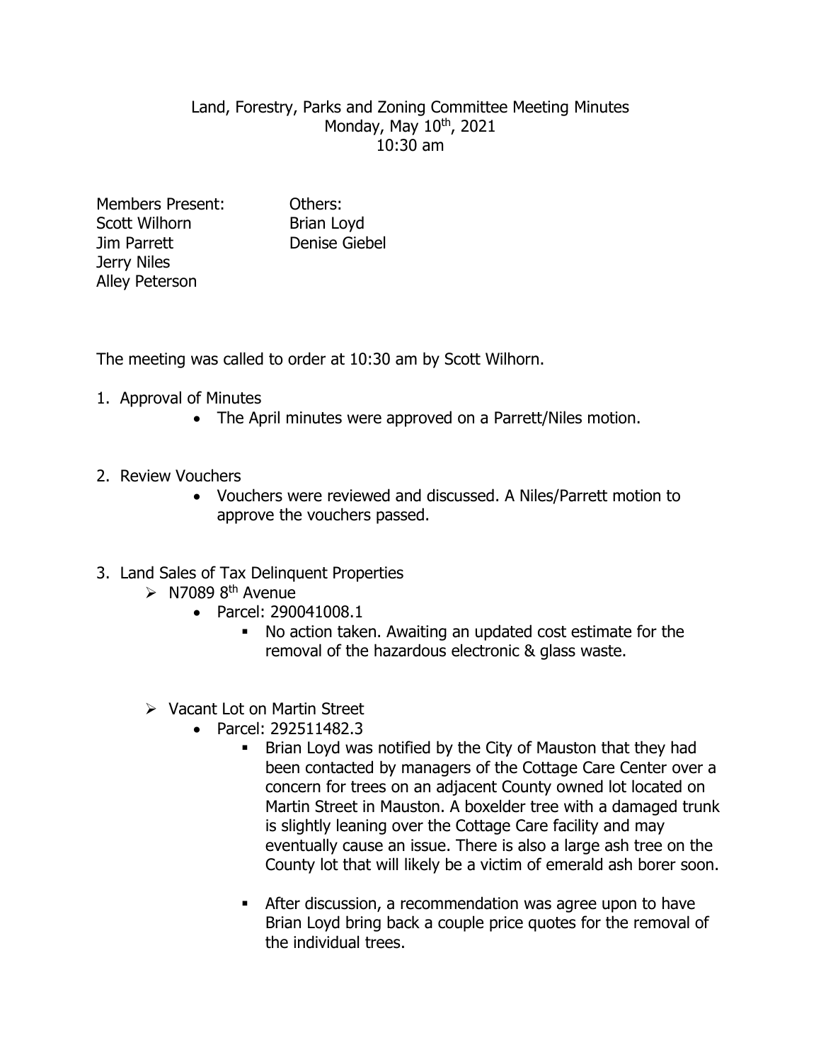# Land, Forestry, Parks and Zoning Committee Meeting Minutes

Monday, May 10th, 2021
10:30 am

| Members Present: | Others: |
| --- | --- |
| Scott Wilhorn | Brian Loyd |
| Jim Parrett | Denise Giebel |
| Jerry Niles | |
| Alley Peterson | |

The meeting was called to order at 10:30 am by Scott Wilhorn.

1. Approval of Minutes
   - The April minutes were approved on a Parrett/Niles motion.

2. Review Vouchers
   - Vouchers were reviewed and discussed. A Niles/Parrett motion to approve the vouchers passed.

3. Land Sales of Tax Delinquent Properties
   - N7089 8th Avenue
     - Parcel: 290041008.1
       - No action taken. Awaiting an updated cost estimate for the removal of the hazardous electronic & glass waste.

   - Vacant Lot on Martin Street
     - Parcel: 292511482.3
       - Brian Loyd was notified by the City of Mauston that they had been contacted by managers of the Cottage Care Center over a concern for trees on an adjacent County owned lot located on Martin Street in Mauston. A boxelder tree with a damaged trunk is slightly leaning over the Cottage Care facility and may eventually cause an issue. There is also a large ash tree on the County lot that will likely be a victim of emerald ash borer soon.

       - After discussion, a recommendation was agree upon to have Brian Loyd bring back a couple price quotes for the removal of the individual trees.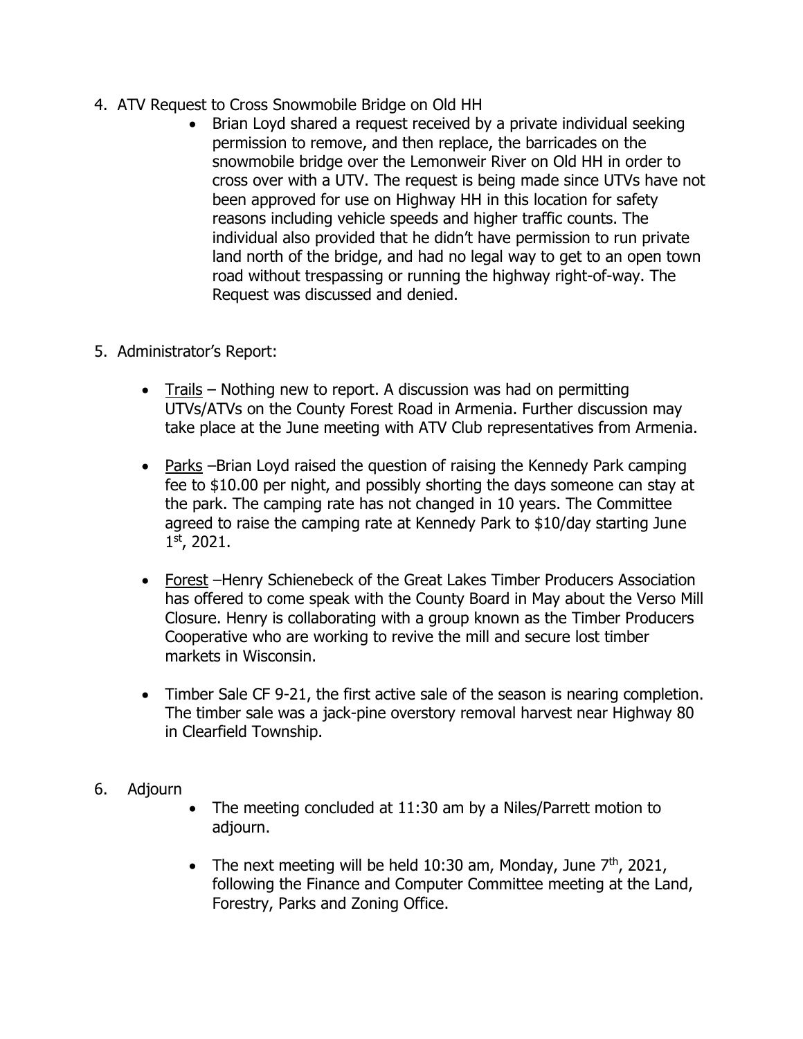4. ATV Request to Cross Snowmobile Bridge on Old HH
   - Brian Loyd shared a request received by a private individual seeking permission to remove, and then replace, the barricades on the snowmobile bridge over the Lemonweir River on Old HH in order to cross over with a UTV. The request is being made since UTVs have not been approved for use on Highway HH in this location for safety reasons including vehicle speeds and higher traffic counts. The individual also provided that he didn't have permission to run private land north of the bridge, and had no legal way to get to an open town road without trespassing or running the highway right-of-way. The Request was discussed and denied.

5. Administrator's Report:
   - <u>Trails</u> – Nothing new to report. A discussion was had on permitting UTVs/ATVs on the County Forest Road in Armenia. Further discussion may take place at the June meeting with ATV Club representatives from Armenia.
   - <u>Parks</u> –Brian Loyd raised the question of raising the Kennedy Park camping fee to $10.00 per night, and possibly shorting the days someone can stay at the park. The camping rate has not changed in 10 years. The Committee agreed to raise the camping rate at Kennedy Park to $10/day starting June 1st, 2021.
   - <u>Forest</u> –Henry Schienebeck of the Great Lakes Timber Producers Association has offered to come speak with the County Board in May about the Verso Mill Closure. Henry is collaborating with a group known as the Timber Producers Cooperative who are working to revive the mill and secure lost timber markets in Wisconsin.
   - Timber Sale CF 9-21, the first active sale of the season is nearing completion. The timber sale was a jack-pine overstory removal harvest near Highway 80 in Clearfield Township.

6. Adjourn
   - The meeting concluded at 11:30 am by a Niles/Parrett motion to adjourn.
   - The next meeting will be held 10:30 am, Monday, June 7th, 2021, following the Finance and Computer Committee meeting at the Land, Forestry, Parks and Zoning Office.